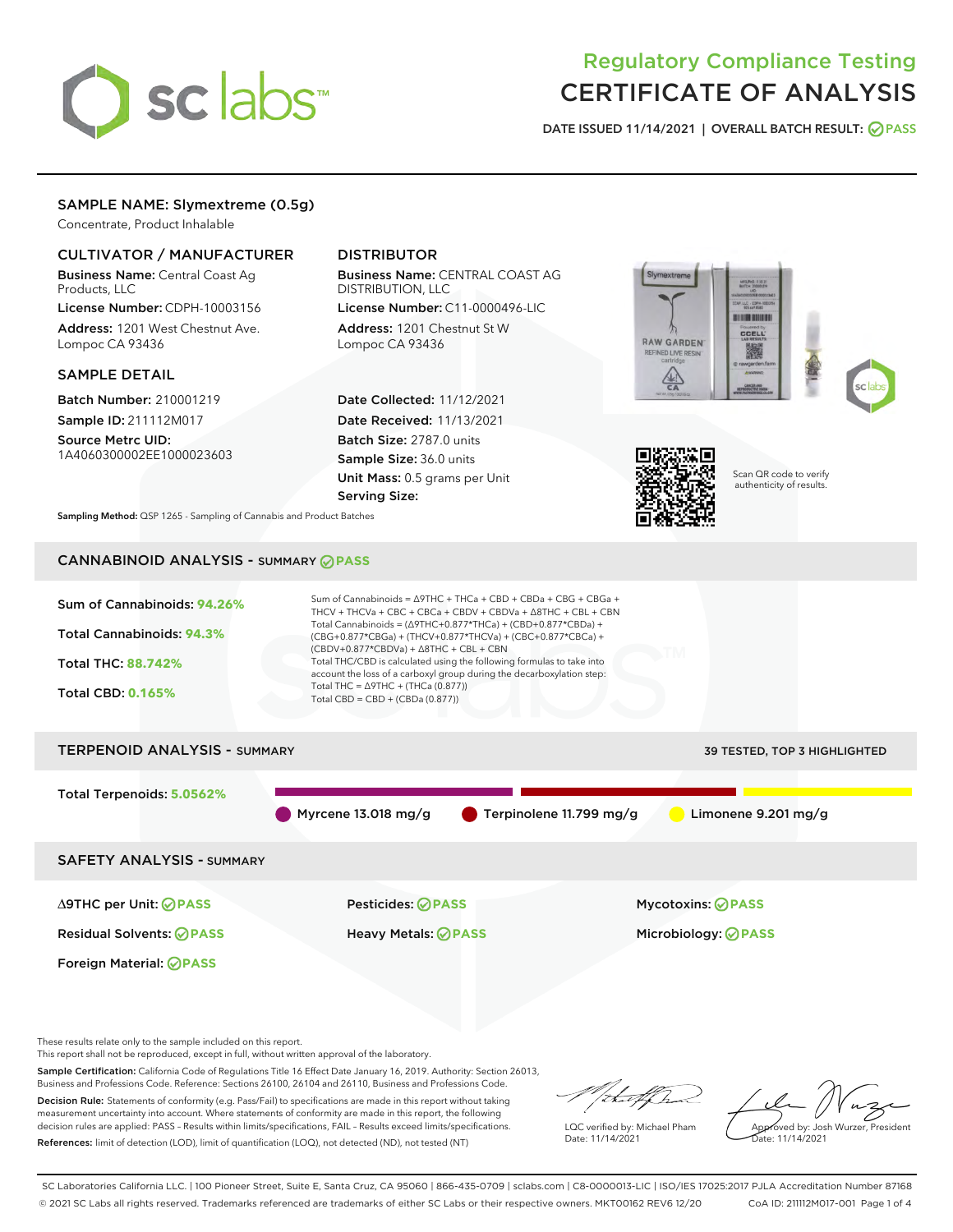# Regulatory Compliance Testing
# CERTIFICATE OF ANALYSIS

DATE ISSUED 11/14/2021 | OVERALL BATCH RESULT: PASS

## SAMPLE NAME: Slymextreme (0.5g)

Concentrate, Product Inhalable

### CULTIVATOR / MANUFACTURER

**Business Name:** Central Coast Ag Products, LLC
**License Number:** CDPH-10003156
**Address:** 1201 West Chestnut Ave. Lompoc CA 93436

### DISTRIBUTOR

**Business Name:** CENTRAL COAST AG DISTRIBUTION, LLC
**License Number:** C11-0000496-LIC
**Address:** 1201 Chestnut St W Lompoc CA 93436

### SAMPLE DETAIL

**Batch Number:** 210001219
**Sample ID:** 211112M017
**Source Metrc UID:** 1A4060300002EE1000023603

**Date Collected:** 11/12/2021
**Date Received:** 11/13/2021
**Batch Size:** 2787.0 units
**Sample Size:** 36.0 units
**Unit Mass:** 0.5 grams per Unit
**Serving Size:**

Scan QR code to verify authenticity of results.

**Sampling Method:** QSP 1265 - Sampling of Cannabis and Product Batches

## CANNABINOID ANALYSIS - SUMMARY PASS

**Sum of Cannabinoids:** 94.26%
**Total Cannabinoids:** 94.3%
**Total THC:** 88.742%
**Total CBD:** 0.165%

Sum of Cannabinoids = Δ9THC + THCa + CBD + CBDa + CBG + CBGa + THCV + THCVa + CBC + CBCa + CBDV + CBDVa + Δ8THC + CBL + CBN
Total Cannabinoids = (Δ9THC+0.877*THCa) + (CBD+0.877*CBDa) + (CBG+0.877*CBGa) + (THCV+0.877*THCVa) + (CBC+0.877*CBCa) + (CBDV+0.877*CBDVa) + Δ8THC + CBL + CBN
Total THC/CBD is calculated using the following formulas to take into account the loss of a carboxyl group during the decarboxylation step:
Total THC = Δ9THC + (THCa (0.877))
Total CBD = CBD + (CBDa (0.877))

## TERPENOID ANALYSIS - SUMMARY

39 TESTED, TOP 3 HIGHLIGHTED

**Total Terpenoids:** 5.0562%

Myrcene 13.018 mg/g | Terpinolene 11.799 mg/g | Limonene 9.201 mg/g

## SAFETY ANALYSIS - SUMMARY

| | | |
|---|---|---|
| Δ9THC per Unit: PASS | Pesticides: PASS | Mycotoxins: PASS |
| Residual Solvents: PASS | Heavy Metals: PASS | Microbiology: PASS |
| Foreign Material: PASS | | |

These results relate only to the sample included on this report.
This report shall not be reproduced, except in full, without written approval of the laboratory.

**Sample Certification:** California Code of Regulations Title 16 Effect Date January 16, 2019. Authority: Section 26013, Business and Professions Code. Reference: Sections 26100, 26104 and 26110, Business and Professions Code.

**Decision Rule:** Statements of conformity (e.g. Pass/Fail) to specifications are made in this report without taking measurement uncertainty into account. Where statements of conformity are made in this report, the following decision rules are applied: PASS – Results within limits/specifications, FAIL – Results exceed limits/specifications.

**References:** limit of detection (LOD), limit of quantification (LOQ), not detected (ND), not tested (NT)

LQC verified by: Michael Pham
Date: 11/14/2021

Approved by: Josh Wurzer, President
Date: 11/14/2021

SC Laboratories California LLC. | 100 Pioneer Street, Suite E, Santa Cruz, CA 95060 | 866-435-0709 | sclabs.com | C8-0000013-LIC | ISO/IES 17025:2017 PJLA Accreditation Number 87168
© 2021 SC Labs all rights reserved. Trademarks referenced are trademarks of either SC Labs or their respective owners. MKT00162 REV6 12/20 CoA ID: 211112M017-001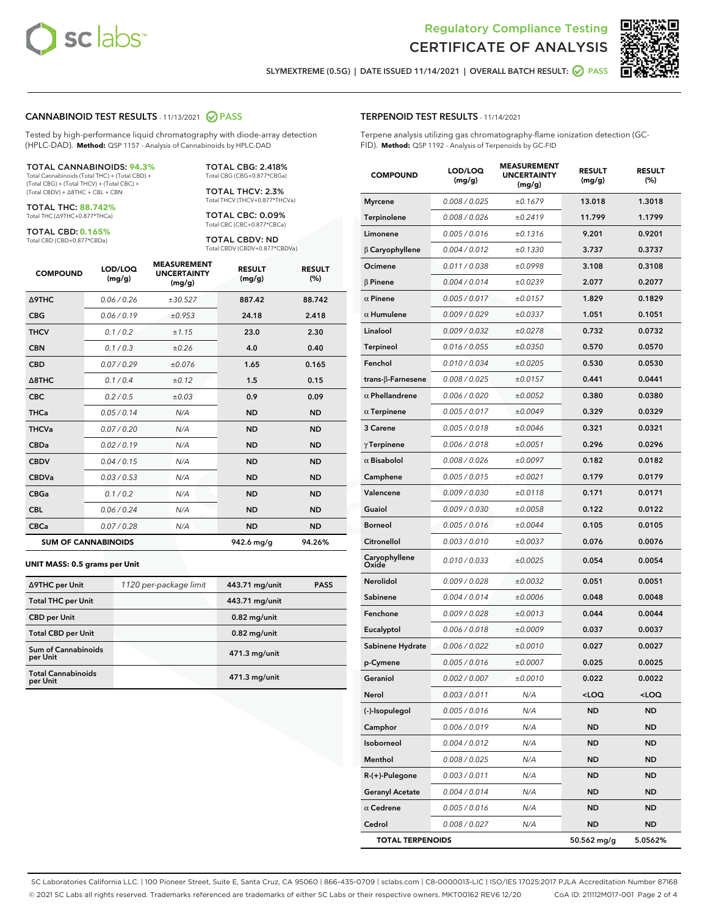# Regulatory Compliance Testing
# CERTIFICATE OF ANALYSIS

SLYMEXTREME (0.5G) | DATE ISSUED 11/14/2021 | OVERALL BATCH RESULT: PASS

## CANNABINOID TEST RESULTS - 11/13/2021 PASS

Tested by high-performance liquid chromatography with diode-array detection (HPLC-DAD). **Method:** QSP 1157 - Analysis of Cannabinoids by HPLC-DAD

**TOTAL CANNABINOIDS: 94.3%**
Total Cannabinoids (Total THC) + (Total CBD) + (Total CBG) + (Total THCV) + (Total CBC) + (Total CBDV) + Δ8THC + CBL + CBN

**TOTAL THC: 88.742%**
Total THC (Δ9THC+0.877*THCa)

**TOTAL CBD: 0.165%**
Total CBD (CBD+0.877*CBDa)

**TOTAL CBG: 2.418%**
Total CBG (CBG+0.877*CBGa)

**TOTAL THCV: 2.3%**
Total THCV (THCV+0.877*THCVa)

**TOTAL CBC: 0.09%**
Total CBC (CBC+0.877*CBCa)

**TOTAL CBDV: ND**
Total CBDV (CBDV+0.877*CBDVa)

| COMPOUND | LOD/LOQ (mg/g) | MEASUREMENT UNCERTAINTY (mg/g) | RESULT (mg/g) | RESULT (%) |
|---|---|---|---|---|
| Δ9THC | 0.06 / 0.26 | ±30.527 | 887.42 | 88.742 |
| CBG | 0.06 / 0.19 | ±0.953 | 24.18 | 2.418 |
| THCV | 0.1 / 0.2 | ±1.15 | 23.0 | 2.30 |
| CBN | 0.1 / 0.3 | ±0.26 | 4.0 | 0.40 |
| CBD | 0.07 / 0.29 | ±0.076 | 1.65 | 0.165 |
| Δ8THC | 0.1 / 0.4 | ±0.12 | 1.5 | 0.15 |
| CBC | 0.2 / 0.5 | ±0.03 | 0.9 | 0.09 |
| THCa | 0.05 / 0.14 | N/A | ND | ND |
| THCVa | 0.07 / 0.20 | N/A | ND | ND |
| CBDa | 0.02 / 0.19 | N/A | ND | ND |
| CBDV | 0.04 / 0.15 | N/A | ND | ND |
| CBDVa | 0.03 / 0.53 | N/A | ND | ND |
| CBGa | 0.1 / 0.2 | N/A | ND | ND |
| CBL | 0.06 / 0.24 | N/A | ND | ND |
| CBCa | 0.07 / 0.28 | N/A | ND | ND |
| **SUM OF CANNABINOIDS** | | | 942.6 mg/g | 94.26% |

**UNIT MASS: 0.5 grams per Unit**

| | | | |
|---|---|---|---|
| Δ9THC per Unit | 1120 per-package limit | 443.71 mg/unit | PASS |
| Total THC per Unit | | 443.71 mg/unit | |
| CBD per Unit | | 0.82 mg/unit | |
| Total CBD per Unit | | 0.82 mg/unit | |
| Sum of Cannabinoids per Unit | | 471.3 mg/unit | |
| Total Cannabinoids per Unit | | 471.3 mg/unit | |

## TERPENOID TEST RESULTS - 11/14/2021

Terpene analysis utilizing gas chromatography-flame ionization detection (GC-FID). **Method:** QSP 1192 - Analysis of Terpenoids by GC-FID

| COMPOUND | LOD/LOQ (mg/g) | MEASUREMENT UNCERTAINTY (mg/g) | RESULT (mg/g) | RESULT (%) |
|---|---|---|---|---|
| Myrcene | 0.008 / 0.025 | ±0.1679 | 13.018 | 1.3018 |
| Terpinolene | 0.008 / 0.026 | ±0.2419 | 11.799 | 1.1799 |
| Limonene | 0.005 / 0.016 | ±0.1316 | 9.201 | 0.9201 |
| β Caryophyllene | 0.004 / 0.012 | ±0.1330 | 3.737 | 0.3737 |
| Ocimene | 0.011 / 0.038 | ±0.0998 | 3.108 | 0.3108 |
| β Pinene | 0.004 / 0.014 | ±0.0239 | 2.077 | 0.2077 |
| α Pinene | 0.005 / 0.017 | ±0.0157 | 1.829 | 0.1829 |
| α Humulene | 0.009 / 0.029 | ±0.0337 | 1.051 | 0.1051 |
| Linalool | 0.009 / 0.032 | ±0.0278 | 0.732 | 0.0732 |
| Terpineol | 0.016 / 0.055 | ±0.0350 | 0.570 | 0.0570 |
| Fenchol | 0.010 / 0.034 | ±0.0205 | 0.530 | 0.0530 |
| trans-β-Farnesene | 0.008 / 0.025 | ±0.0157 | 0.441 | 0.0441 |
| α Phellandrene | 0.006 / 0.020 | ±0.0052 | 0.380 | 0.0380 |
| α Terpinene | 0.005 / 0.017 | ±0.0049 | 0.329 | 0.0329 |
| 3 Carene | 0.005 / 0.018 | ±0.0046 | 0.321 | 0.0321 |
| γ Terpinene | 0.006 / 0.018 | ±0.0051 | 0.296 | 0.0296 |
| α Bisabolol | 0.008 / 0.026 | ±0.0097 | 0.182 | 0.0182 |
| Camphene | 0.005 / 0.015 | ±0.0021 | 0.179 | 0.0179 |
| Valencene | 0.009 / 0.030 | ±0.0118 | 0.171 | 0.0171 |
| Guaiol | 0.009 / 0.030 | ±0.0058 | 0.122 | 0.0122 |
| Borneol | 0.005 / 0.016 | ±0.0044 | 0.105 | 0.0105 |
| Citronellol | 0.003 / 0.010 | ±0.0037 | 0.076 | 0.0076 |
| Caryophyllene Oxide | 0.010 / 0.033 | ±0.0025 | 0.054 | 0.0054 |
| Nerolidol | 0.009 / 0.028 | ±0.0032 | 0.051 | 0.0051 |
| Sabinene | 0.004 / 0.014 | ±0.0006 | 0.048 | 0.0048 |
| Fenchone | 0.009 / 0.028 | ±0.0013 | 0.044 | 0.0044 |
| Eucalyptol | 0.006 / 0.018 | ±0.0009 | 0.037 | 0.0037 |
| Sabinene Hydrate | 0.006 / 0.022 | ±0.0010 | 0.027 | 0.0027 |
| p-Cymene | 0.005 / 0.016 | ±0.0007 | 0.025 | 0.0025 |
| Geraniol | 0.002 / 0.007 | ±0.0010 | 0.022 | 0.0022 |
| Nerol | 0.003 / 0.011 | N/A | <LOQ | <LOQ |
| (-)-Isopulegol | 0.005 / 0.016 | N/A | ND | ND |
| Camphor | 0.006 / 0.019 | N/A | ND | ND |
| Isoborneol | 0.004 / 0.012 | N/A | ND | ND |
| Menthol | 0.008 / 0.025 | N/A | ND | ND |
| R-(+)-Pulegone | 0.003 / 0.011 | N/A | ND | ND |
| Geranyl Acetate | 0.004 / 0.014 | N/A | ND | ND |
| α Cedrene | 0.005 / 0.016 | N/A | ND | ND |
| Cedrol | 0.008 / 0.027 | N/A | ND | ND |
| **TOTAL TERPENOIDS** | | | 50.562 mg/g | 5.0562% |

SC Laboratories California LLC. | 100 Pioneer Street, Suite E, Santa Cruz, CA 95060 | 866-435-0709 | sclabs.com | C8-0000013-LIC | ISO/IES 17025:2017 PJLA Accreditation Number 87168
© 2021 SC Labs all rights reserved. Trademarks referenced are trademarks of either SC Labs or their respective owners. MKT00162 REV6 12/20 CoA ID: 211112M017-001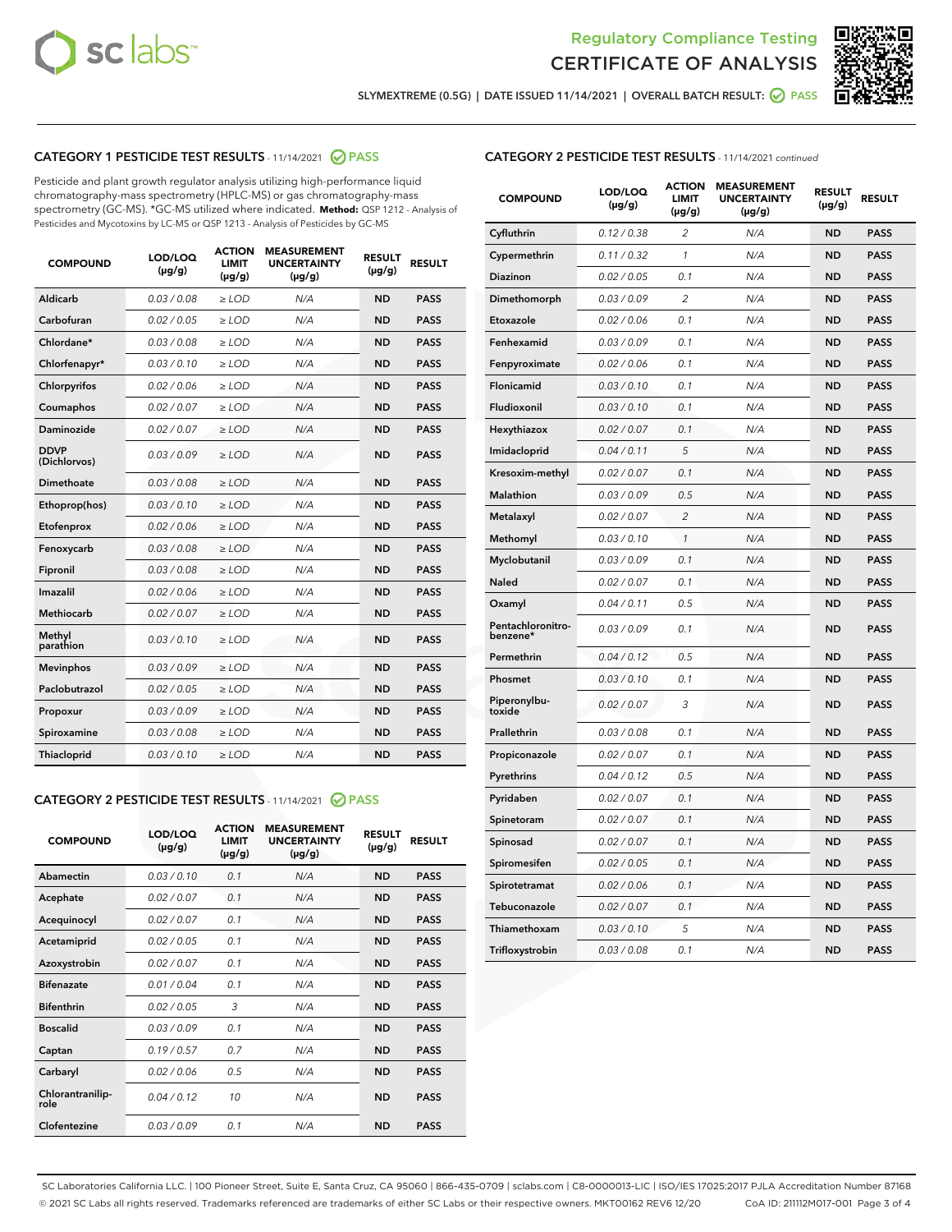Regulatory Compliance Testing
CERTIFICATE OF ANALYSIS

SLYMEXTREME (0.5G) | DATE ISSUED 11/14/2021 | OVERALL BATCH RESULT: PASS

## CATEGORY 1 PESTICIDE TEST RESULTS - 11/14/2021 PASS

Pesticide and plant growth regulator analysis utilizing high-performance liquid chromatography-mass spectrometry (HPLC-MS) or gas chromatography-mass spectrometry (GC-MS). *GC-MS utilized where indicated. **Method:** QSP 1212 - Analysis of Pesticides and Mycotoxins by LC-MS or QSP 1213 - Analysis of Pesticides by GC-MS

| COMPOUND | LOD/LOQ (µg/g) | ACTION LIMIT (µg/g) | MEASUREMENT UNCERTAINTY (µg/g) | RESULT (µg/g) | RESULT |
|---|---|---|---|---|---|
| Aldicarb | 0.03 / 0.08 | ≥ LOD | N/A | ND | PASS |
| Carbofuran | 0.02 / 0.05 | ≥ LOD | N/A | ND | PASS |
| Chlordane* | 0.03 / 0.08 | ≥ LOD | N/A | ND | PASS |
| Chlorfenapyr* | 0.03 / 0.10 | ≥ LOD | N/A | ND | PASS |
| Chlorpyrifos | 0.02 / 0.06 | ≥ LOD | N/A | ND | PASS |
| Coumaphos | 0.02 / 0.07 | ≥ LOD | N/A | ND | PASS |
| Daminozide | 0.02 / 0.07 | ≥ LOD | N/A | ND | PASS |
| DDVP (Dichlorvos) | 0.03 / 0.09 | ≥ LOD | N/A | ND | PASS |
| Dimethoate | 0.03 / 0.08 | ≥ LOD | N/A | ND | PASS |
| Ethoprop(hos) | 0.03 / 0.10 | ≥ LOD | N/A | ND | PASS |
| Etofenprox | 0.02 / 0.06 | ≥ LOD | N/A | ND | PASS |
| Fenoxycarb | 0.03 / 0.08 | ≥ LOD | N/A | ND | PASS |
| Fipronil | 0.03 / 0.08 | ≥ LOD | N/A | ND | PASS |
| Imazalil | 0.02 / 0.06 | ≥ LOD | N/A | ND | PASS |
| Methiocarb | 0.02 / 0.07 | ≥ LOD | N/A | ND | PASS |
| Methyl parathion | 0.03 / 0.10 | ≥ LOD | N/A | ND | PASS |
| Mevinphos | 0.03 / 0.09 | ≥ LOD | N/A | ND | PASS |
| Paclobutrazol | 0.02 / 0.05 | ≥ LOD | N/A | ND | PASS |
| Propoxur | 0.03 / 0.09 | ≥ LOD | N/A | ND | PASS |
| Spiroxamine | 0.03 / 0.08 | ≥ LOD | N/A | ND | PASS |
| Thiacloprid | 0.03 / 0.10 | ≥ LOD | N/A | ND | PASS |

## CATEGORY 2 PESTICIDE TEST RESULTS - 11/14/2021 PASS

| COMPOUND | LOD/LOQ (µg/g) | ACTION LIMIT (µg/g) | MEASUREMENT UNCERTAINTY (µg/g) | RESULT (µg/g) | RESULT |
|---|---|---|---|---|---|
| Abamectin | 0.03 / 0.10 | 0.1 | N/A | ND | PASS |
| Acephate | 0.02 / 0.07 | 0.1 | N/A | ND | PASS |
| Acequinocyl | 0.02 / 0.07 | 0.1 | N/A | ND | PASS |
| Acetamiprid | 0.02 / 0.05 | 0.1 | N/A | ND | PASS |
| Azoxystrobin | 0.02 / 0.07 | 0.1 | N/A | ND | PASS |
| Bifenazate | 0.01 / 0.04 | 0.1 | N/A | ND | PASS |
| Bifenthrin | 0.02 / 0.05 | 3 | N/A | ND | PASS |
| Boscalid | 0.03 / 0.09 | 0.1 | N/A | ND | PASS |
| Captan | 0.19 / 0.57 | 0.7 | N/A | ND | PASS |
| Carbaryl | 0.02 / 0.06 | 0.5 | N/A | ND | PASS |
| Chlorantraniliprole | 0.04 / 0.12 | 10 | N/A | ND | PASS |
| Clofentezine | 0.03 / 0.09 | 0.1 | N/A | ND | PASS |
| Cyfluthrin | 0.12 / 0.38 | 2 | N/A | ND | PASS |
| Cypermethrin | 0.11 / 0.32 | 1 | N/A | ND | PASS |
| Diazinon | 0.02 / 0.05 | 0.1 | N/A | ND | PASS |
| Dimethomorph | 0.03 / 0.09 | 2 | N/A | ND | PASS |
| Etoxazole | 0.02 / 0.06 | 0.1 | N/A | ND | PASS |
| Fenhexamid | 0.03 / 0.09 | 0.1 | N/A | ND | PASS |
| Fenpyroximate | 0.02 / 0.06 | 0.1 | N/A | ND | PASS |
| Flonicamid | 0.03 / 0.10 | 0.1 | N/A | ND | PASS |
| Fludioxonil | 0.03 / 0.10 | 0.1 | N/A | ND | PASS |
| Hexythiazox | 0.02 / 0.07 | 0.1 | N/A | ND | PASS |
| Imidacloprid | 0.04 / 0.11 | 5 | N/A | ND | PASS |
| Kresoxim-methyl | 0.02 / 0.07 | 0.1 | N/A | ND | PASS |
| Malathion | 0.03 / 0.09 | 0.5 | N/A | ND | PASS |
| Metalaxyl | 0.02 / 0.07 | 2 | N/A | ND | PASS |
| Methomyl | 0.03 / 0.10 | 1 | N/A | ND | PASS |
| Myclobutanil | 0.03 / 0.09 | 0.1 | N/A | ND | PASS |
| Naled | 0.02 / 0.07 | 0.1 | N/A | ND | PASS |
| Oxamyl | 0.04 / 0.11 | 0.5 | N/A | ND | PASS |
| Pentachloronitrobenzene* | 0.03 / 0.09 | 0.1 | N/A | ND | PASS |
| Permethrin | 0.04 / 0.12 | 0.5 | N/A | ND | PASS |
| Phosmet | 0.03 / 0.10 | 0.1 | N/A | ND | PASS |
| Piperonylbutoxide | 0.02 / 0.07 | 3 | N/A | ND | PASS |
| Prallethrin | 0.03 / 0.08 | 0.1 | N/A | ND | PASS |
| Propiconazole | 0.02 / 0.07 | 0.1 | N/A | ND | PASS |
| Pyrethrins | 0.04 / 0.12 | 0.5 | N/A | ND | PASS |
| Pyridaben | 0.02 / 0.07 | 0.1 | N/A | ND | PASS |
| Spinetoram | 0.02 / 0.07 | 0.1 | N/A | ND | PASS |
| Spinosad | 0.02 / 0.07 | 0.1 | N/A | ND | PASS |
| Spiromesifen | 0.02 / 0.05 | 0.1 | N/A | ND | PASS |
| Spirotetramat | 0.02 / 0.06 | 0.1 | N/A | ND | PASS |
| Tebuconazole | 0.02 / 0.07 | 0.1 | N/A | ND | PASS |
| Thiamethoxam | 0.03 / 0.10 | 5 | N/A | ND | PASS |
| Trifloxystrobin | 0.03 / 0.08 | 0.1 | N/A | ND | PASS |

SC Laboratories California LLC. | 100 Pioneer Street, Suite E, Santa Cruz, CA 95060 | 866-435-0709 | sclabs.com | C8-0000013-LIC | ISO/IES 17025:2017 PJLA Accreditation Number 87168
© 2021 SC Labs all rights reserved. Trademarks referenced are trademarks of either SC Labs or their respective owners. MKT00162 REV6 12/20 CoA ID: 211112M017-001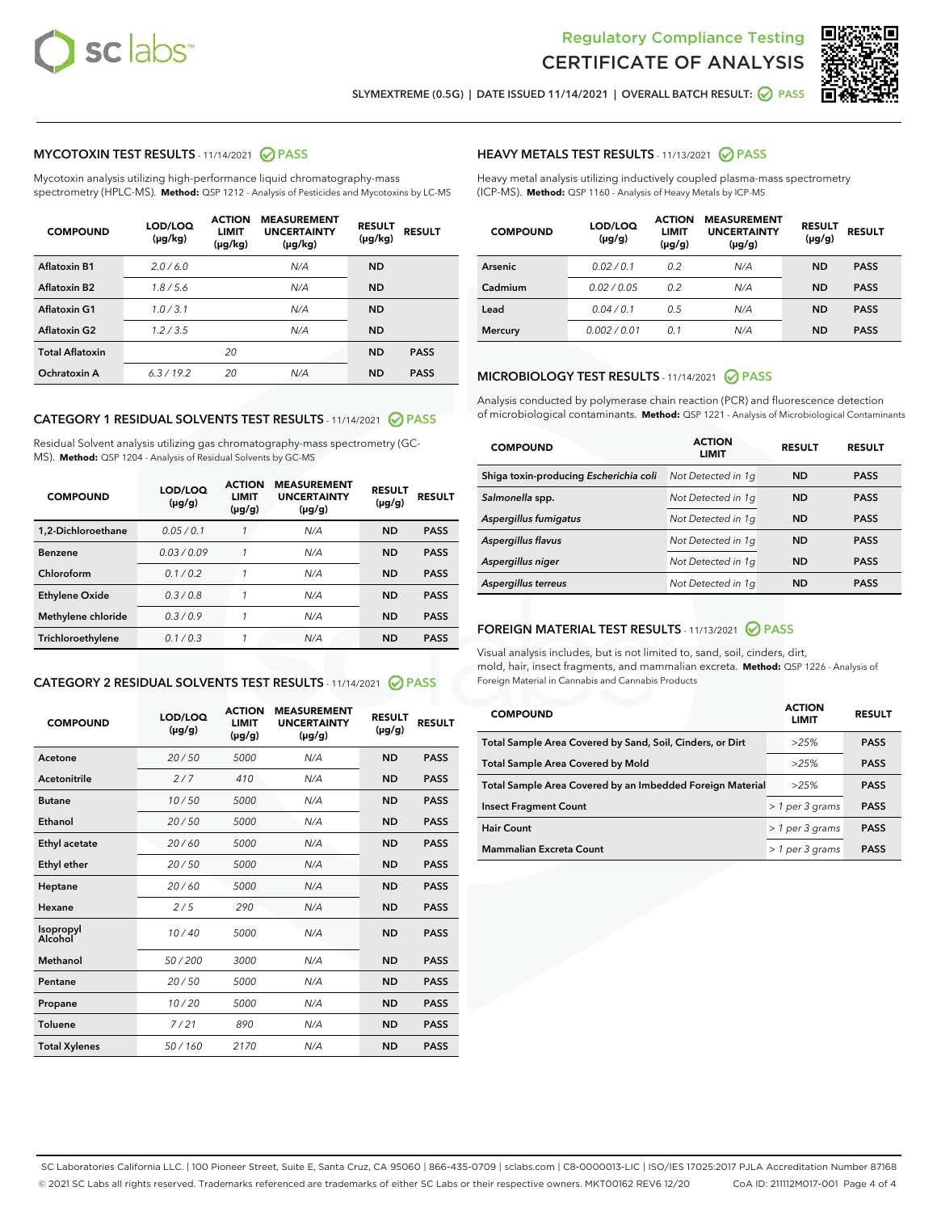Regulatory Compliance Testing

# CERTIFICATE OF ANALYSIS

SLYMEXTREME (0.5G) | DATE ISSUED 11/14/2021 | OVERALL BATCH RESULT: PASS

## MYCOTOXIN TEST RESULTS - 11/14/2021 PASS

Mycotoxin analysis utilizing high-performance liquid chromatography-mass spectrometry (HPLC-MS). **Method:** QSP 1212 - Analysis of Pesticides and Mycotoxins by LC-MS

| COMPOUND | LOD/LOQ (µg/kg) | ACTION LIMIT (µg/kg) | MEASUREMENT UNCERTAINTY (µg/kg) | RESULT (µg/kg) | RESULT |
|---|---|---|---|---|---|
| Aflatoxin B1 | 2.0 / 6.0 | | N/A | ND | |
| Aflatoxin B2 | 1.8 / 5.6 | | N/A | ND | |
| Aflatoxin G1 | 1.0 / 3.1 | | N/A | ND | |
| Aflatoxin G2 | 1.2 / 3.5 | | N/A | ND | |
| Total Aflatoxin | | 20 | | ND | PASS |
| Ochratoxin A | 6.3 / 19.2 | 20 | N/A | ND | PASS |

## CATEGORY 1 RESIDUAL SOLVENTS TEST RESULTS - 11/14/2021 PASS

Residual Solvent analysis utilizing gas chromatography-mass spectrometry (GC-MS). **Method:** QSP 1204 - Analysis of Residual Solvents by GC-MS

| COMPOUND | LOD/LOQ (µg/g) | ACTION LIMIT (µg/g) | MEASUREMENT UNCERTAINTY (µg/g) | RESULT (µg/g) | RESULT |
|---|---|---|---|---|---|
| 1,2-Dichloroethane | 0.05 / 0.1 | 1 | N/A | ND | PASS |
| Benzene | 0.03 / 0.09 | 1 | N/A | ND | PASS |
| Chloroform | 0.1 / 0.2 | 1 | N/A | ND | PASS |
| Ethylene Oxide | 0.3 / 0.8 | 1 | N/A | ND | PASS |
| Methylene chloride | 0.3 / 0.9 | 1 | N/A | ND | PASS |
| Trichloroethylene | 0.1 / 0.3 | 1 | N/A | ND | PASS |

## CATEGORY 2 RESIDUAL SOLVENTS TEST RESULTS - 11/14/2021 PASS

| COMPOUND | LOD/LOQ (µg/g) | ACTION LIMIT (µg/g) | MEASUREMENT UNCERTAINTY (µg/g) | RESULT (µg/g) | RESULT |
|---|---|---|---|---|---|
| Acetone | 20 / 50 | 5000 | N/A | ND | PASS |
| Acetonitrile | 2 / 7 | 410 | N/A | ND | PASS |
| Butane | 10 / 50 | 5000 | N/A | ND | PASS |
| Ethanol | 20 / 50 | 5000 | N/A | ND | PASS |
| Ethyl acetate | 20 / 60 | 5000 | N/A | ND | PASS |
| Ethyl ether | 20 / 50 | 5000 | N/A | ND | PASS |
| Heptane | 20 / 60 | 5000 | N/A | ND | PASS |
| Hexane | 2 / 5 | 290 | N/A | ND | PASS |
| Isopropyl Alcohol | 10 / 40 | 5000 | N/A | ND | PASS |
| Methanol | 50 / 200 | 3000 | N/A | ND | PASS |
| Pentane | 20 / 50 | 5000 | N/A | ND | PASS |
| Propane | 10 / 20 | 5000 | N/A | ND | PASS |
| Toluene | 7 / 21 | 890 | N/A | ND | PASS |
| Total Xylenes | 50 / 160 | 2170 | N/A | ND | PASS |

## HEAVY METALS TEST RESULTS - 11/13/2021 PASS

Heavy metal analysis utilizing inductively coupled plasma-mass spectrometry (ICP-MS). **Method:** QSP 1160 - Analysis of Heavy Metals by ICP-MS

| COMPOUND | LOD/LOQ (µg/g) | ACTION LIMIT (µg/g) | MEASUREMENT UNCERTAINTY (µg/g) | RESULT (µg/g) | RESULT |
|---|---|---|---|---|---|
| Arsenic | 0.02 / 0.1 | 0.2 | N/A | ND | PASS |
| Cadmium | 0.02 / 0.05 | 0.2 | N/A | ND | PASS |
| Lead | 0.04 / 0.1 | 0.5 | N/A | ND | PASS |
| Mercury | 0.002 / 0.01 | 0.1 | N/A | ND | PASS |

## MICROBIOLOGY TEST RESULTS - 11/14/2021 PASS

Analysis conducted by polymerase chain reaction (PCR) and fluorescence detection of microbiological contaminants. **Method:** QSP 1221 - Analysis of Microbiological Contaminants

| COMPOUND | ACTION LIMIT | RESULT | RESULT |
|---|---|---|---|
| Shiga toxin-producing *Escherichia coli* | Not Detected in 1g | ND | PASS |
| *Salmonella* spp. | Not Detected in 1g | ND | PASS |
| *Aspergillus fumigatus* | Not Detected in 1g | ND | PASS |
| *Aspergillus flavus* | Not Detected in 1g | ND | PASS |
| *Aspergillus niger* | Not Detected in 1g | ND | PASS |
| *Aspergillus terreus* | Not Detected in 1g | ND | PASS |

## FOREIGN MATERIAL TEST RESULTS - 11/13/2021 PASS

Visual analysis includes, but is not limited to, sand, soil, cinders, dirt, mold, hair, insect fragments, and mammalian excreta. **Method:** QSP 1226 - Analysis of Foreign Material in Cannabis and Cannabis Products

| COMPOUND | ACTION LIMIT | RESULT |
|---|---|---|
| Total Sample Area Covered by Sand, Soil, Cinders, or Dirt | >25% | PASS |
| Total Sample Area Covered by Mold | >25% | PASS |
| Total Sample Area Covered by an Imbedded Foreign Material | >25% | PASS |
| Insect Fragment Count | > 1 per 3 grams | PASS |
| Hair Count | > 1 per 3 grams | PASS |
| Mammalian Excreta Count | > 1 per 3 grams | PASS |

SC Laboratories California LLC. | 100 Pioneer Street, Suite E, Santa Cruz, CA 95060 | 866-435-0709 | sclabs.com | C8-0000013-LIC | ISO/IES 17025:2017 PJLA Accreditation Number 87168
© 2021 SC Labs all rights reserved. Trademarks referenced are trademarks of either SC Labs or their respective owners. MKT00162 REV6 12/20 CoA ID: 211112M017-001